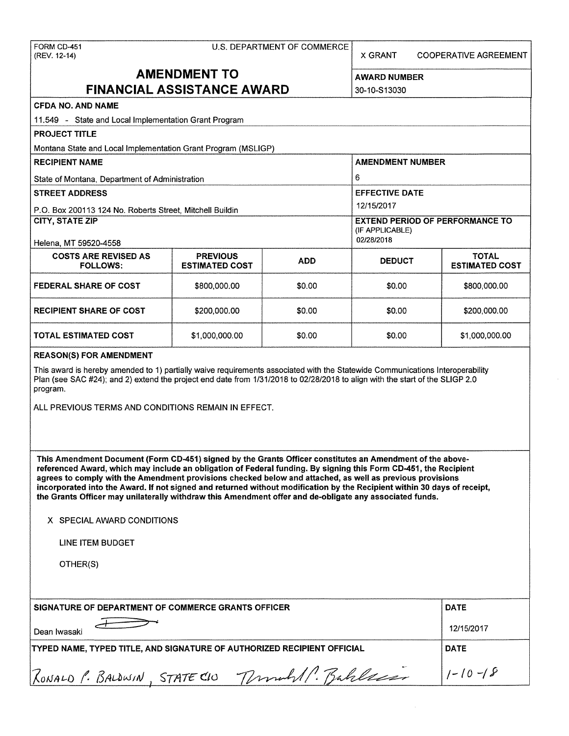FORM CD-451
(REV. 12-14)

U.S. DEPARTMENT OF COMMERCE

X GRANT COOPERATIVE AGREEMENT

# AMENDMENT TO FINANCIAL ASSISTANCE AWARD

**AWARD NUMBER**
30-10-S13030

**CFDA NO. AND NAME**
11.549 - State and Local Implementation Grant Program

**PROJECT TITLE**
Montana State and Local Implementation Grant Program (MSLIGP)

**RECIPIENT NAME**
State of Montana, Department of Administration

**AMENDMENT NUMBER**
6

**STREET ADDRESS**
P.O. Box 200113 124 No. Roberts Street, Mitchell Buildin

**EFFECTIVE DATE**
12/15/2017

**CITY, STATE ZIP**
Helena, MT 59520-4558

**EXTEND PERIOD OF PERFORMANCE TO** (IF APPLICABLE)
02/28/2018

| COSTS ARE REVISED AS FOLLOWS: | PREVIOUS ESTIMATED COST | ADD | DEDUCT | TOTAL ESTIMATED COST |
|---|---|---|---|---|
| FEDERAL SHARE OF COST | $800,000.00 | $0.00 | $0.00 | $800,000.00 |
| RECIPIENT SHARE OF COST | $200,000.00 | $0.00 | $0.00 | $200,000.00 |
| TOTAL ESTIMATED COST | $1,000,000.00 | $0.00 | $0.00 | $1,000,000.00 |

**REASON(S) FOR AMENDMENT**

This award is hereby amended to 1) partially waive requirements associated with the Statewide Communications Interoperability Plan (see SAC #24); and 2) extend the project end date from 1/31/2018 to 02/28/2018 to align with the start of the SLIGP 2.0 program.

ALL PREVIOUS TERMS AND CONDITIONS REMAIN IN EFFECT.

**This Amendment Document (Form CD-451) signed by the Grants Officer constitutes an Amendment of the above-referenced Award, which may include an obligation of Federal funding. By signing this Form CD-451, the Recipient agrees to comply with the Amendment provisions checked below and attached, as well as previous provisions incorporated into the Award. If not signed and returned without modification by the Recipient within 30 days of receipt, the Grants Officer may unilaterally withdraw this Amendment offer and de-obligate any associated funds.**

X SPECIAL AWARD CONDITIONS

LINE ITEM BUDGET

OTHER(S)

**SIGNATURE OF DEPARTMENT OF COMMERCE GRANTS OFFICER**
Dean Iwasaki

**DATE**
12/15/2017

**TYPED NAME, TYPED TITLE, AND SIGNATURE OF AUTHORIZED RECIPIENT OFFICIAL**
RONALD P. BALDWIN, STATE CIO

**DATE**
1-10-18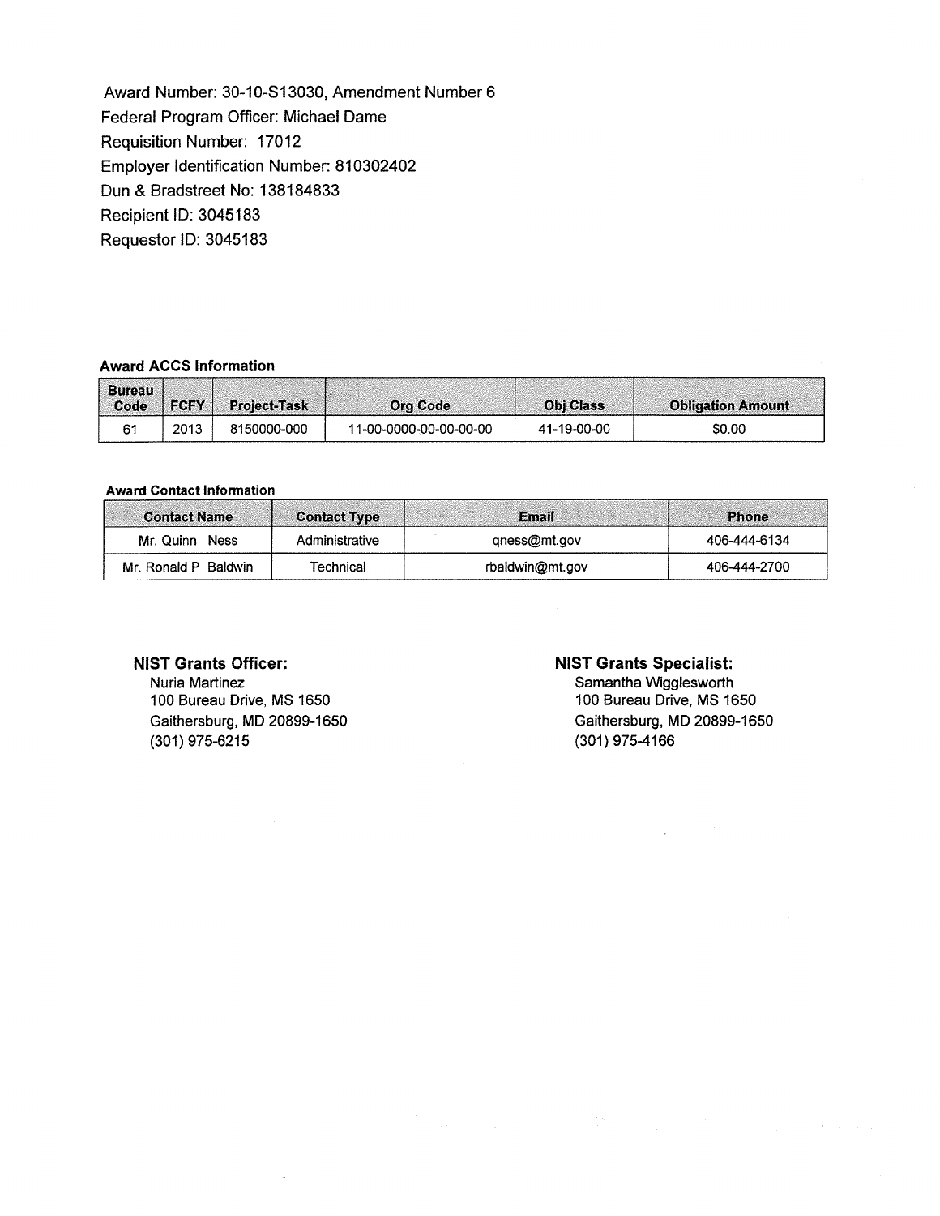Award Number: 30-10-S13030, Amendment Number 6
Federal Program Officer: Michael Dame
Requisition Number: 17012
Employer Identification Number: 810302402
Dun & Bradstreet No: 138184833
Recipient ID: 3045183
Requestor ID: 3045183

**Award ACCS Information**

| Bureau Code | FCFY | Project-Task | Org Code | Obj Class | Obligation Amount |
|---|---|---|---|---|---|
| 61 | 2013 | 8150000-000 | 11-00-0000-00-00-00-00 | 41-19-00-00 | $0.00 |

**Award Contact Information**

| Contact Name | Contact Type | Email | Phone |
|---|---|---|---|
| Mr. Quinn Ness | Administrative | qness@mt.gov | 406-444-6134 |
| Mr. Ronald P Baldwin | Technical | rbaldwin@mt.gov | 406-444-2700 |

**NIST Grants Officer:**
Nuria Martinez
100 Bureau Drive, MS 1650
Gaithersburg, MD 20899-1650
(301) 975-6215

**NIST Grants Specialist:**
Samantha Wigglesworth
100 Bureau Drive, MS 1650
Gaithersburg, MD 20899-1650
(301) 975-4166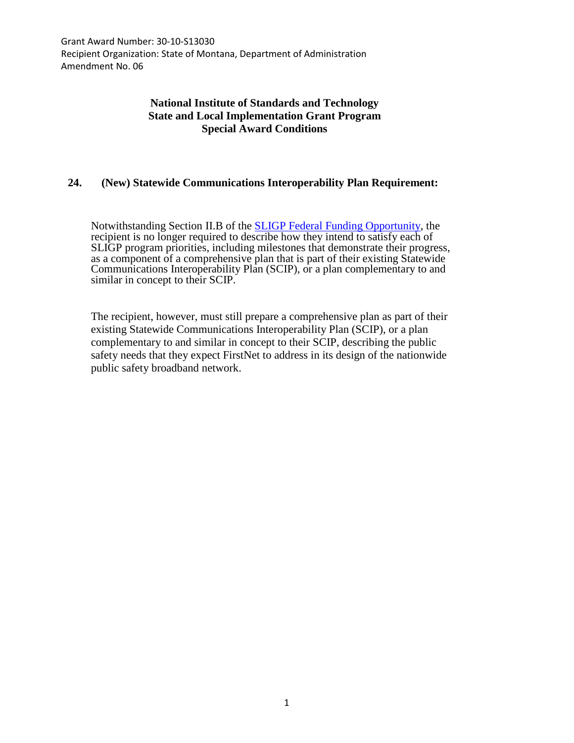Grant Award Number: 30-10-S13030
Recipient Organization: State of Montana, Department of Administration
Amendment No. 06

**National Institute of Standards and Technology**
**State and Local Implementation Grant Program**
**Special Award Conditions**

**24. (New) Statewide Communications Interoperability Plan Requirement:**

Notwithstanding Section II.B of the SLIGP Federal Funding Opportunity, the recipient is no longer required to describe how they intend to satisfy each of SLIGP program priorities, including milestones that demonstrate their progress, as a component of a comprehensive plan that is part of their existing Statewide Communications Interoperability Plan (SCIP), or a plan complementary to and similar in concept to their SCIP.

The recipient, however, must still prepare a comprehensive plan as part of their existing Statewide Communications Interoperability Plan (SCIP), or a plan complementary to and similar in concept to their SCIP, describing the public safety needs that they expect FirstNet to address in its design of the nationwide public safety broadband network.